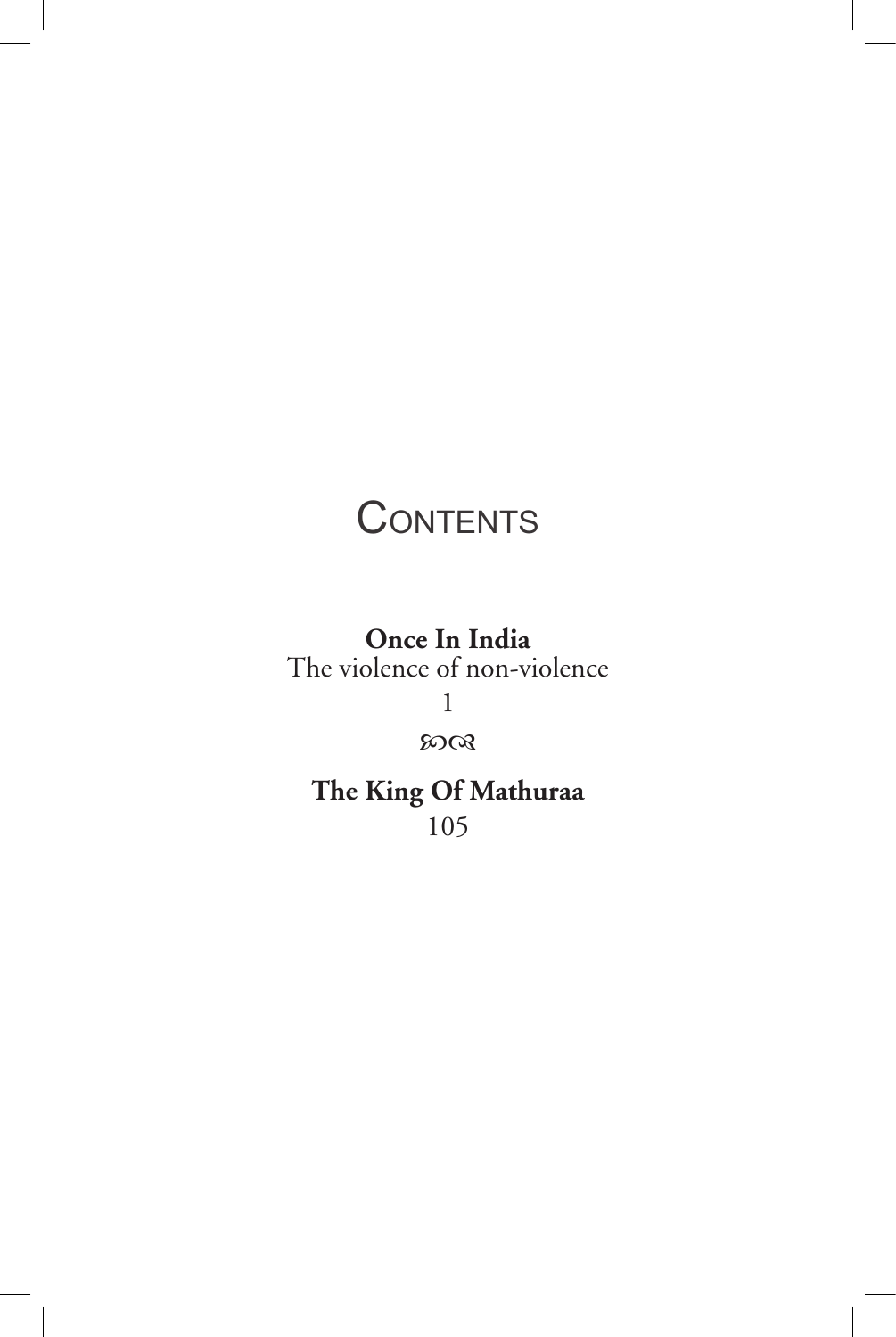# Contents

**Once In India**
The violence of non-violence
1

ꕥ

**The King Of Mathuraa**
105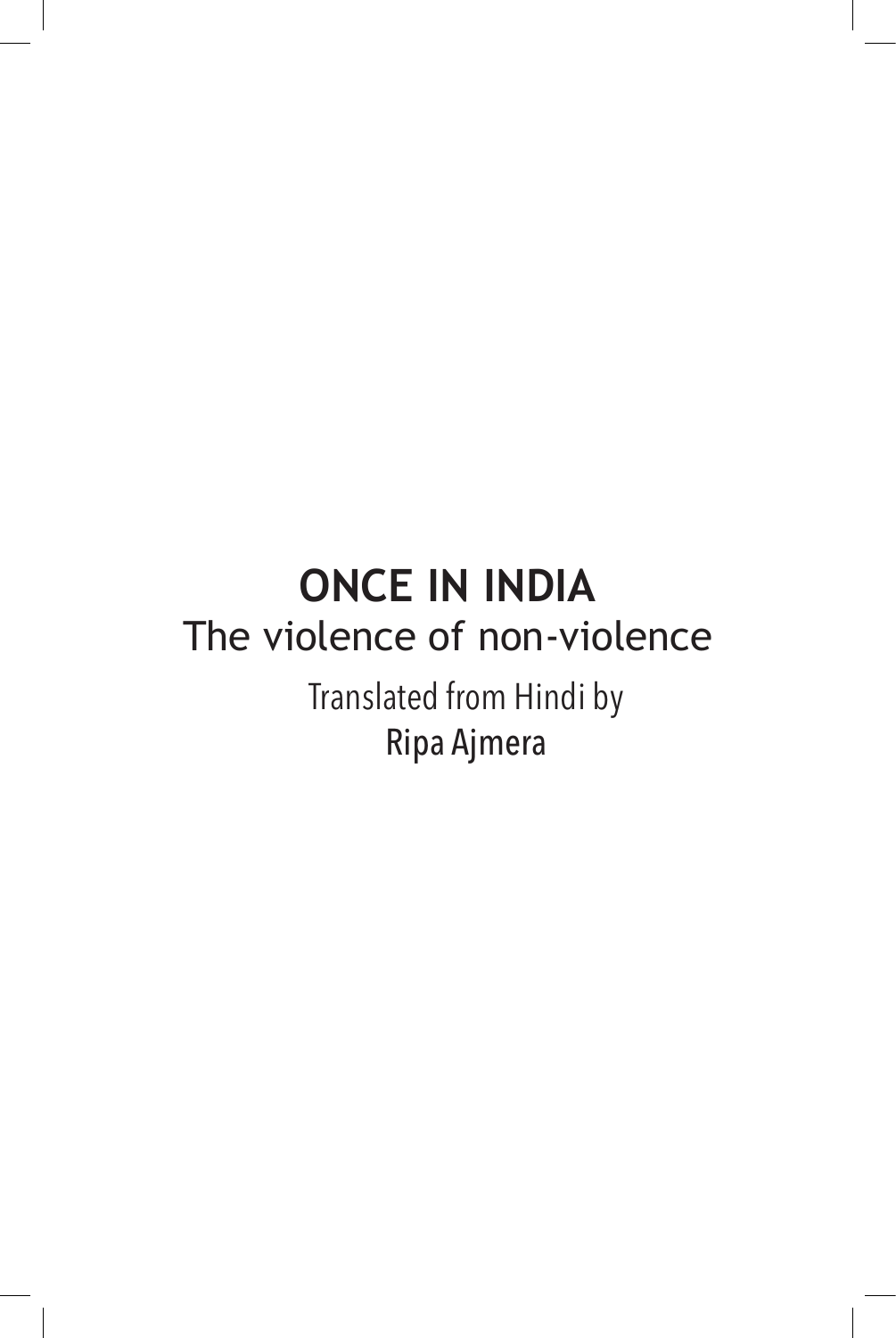# ONCE IN INDIA

## The violence of non-violence

Translated from Hindi by

Ripa Ajmera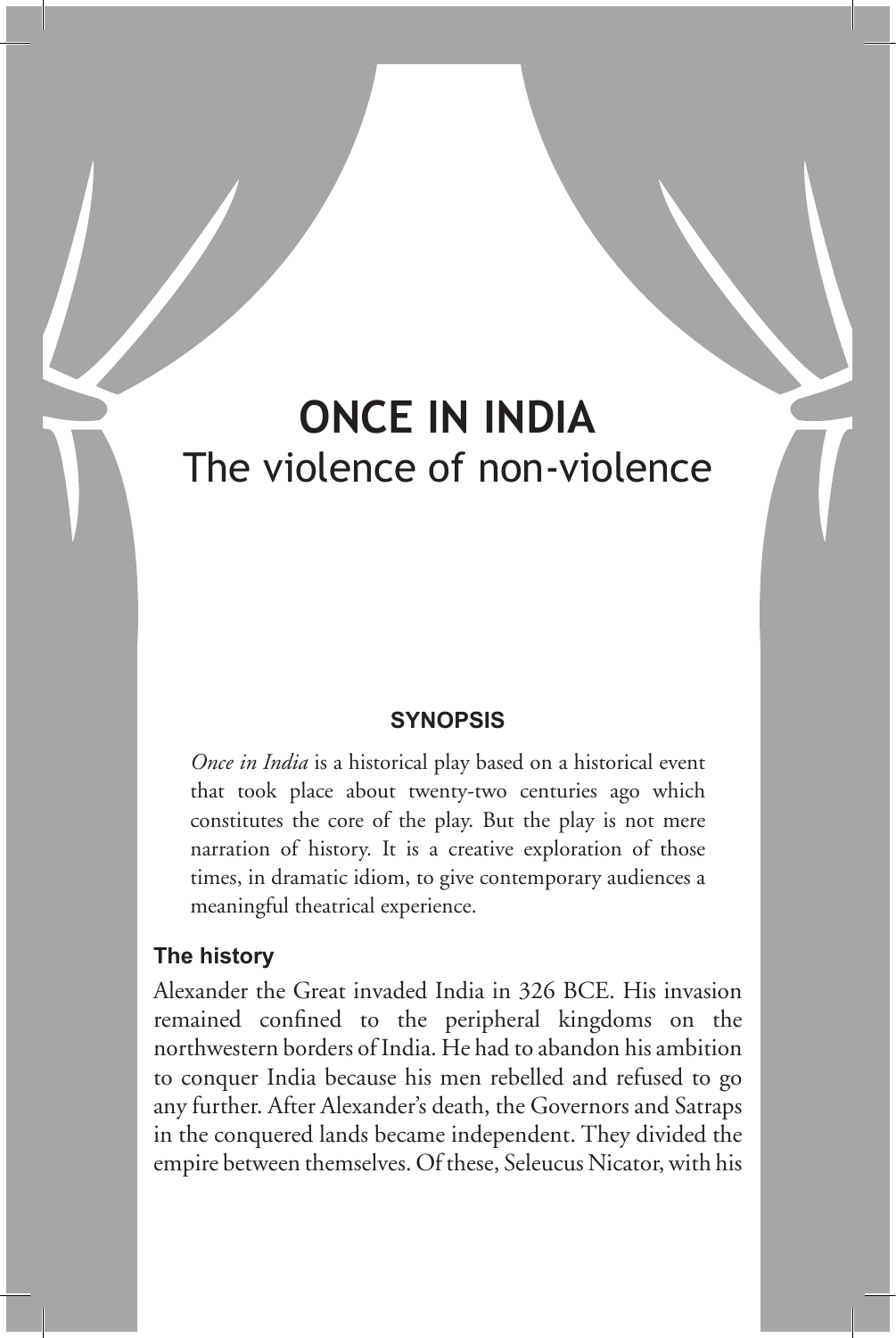# ONCE IN INDIA
## The violence of non-violence

### SYNOPSIS

*Once in India* is a historical play based on a historical event that took place about twenty-two centuries ago which constitutes the core of the play. But the play is not mere narration of history. It is a creative exploration of those times, in dramatic idiom, to give contemporary audiences a meaningful theatrical experience.

### The history

Alexander the Great invaded India in 326 BCE. His invasion remained confined to the peripheral kingdoms on the northwestern borders of India. He had to abandon his ambition to conquer India because his men rebelled and refused to go any further. After Alexander's death, the Governors and Satraps in the conquered lands became independent. They divided the empire between themselves. Of these, Seleucus Nicator, with his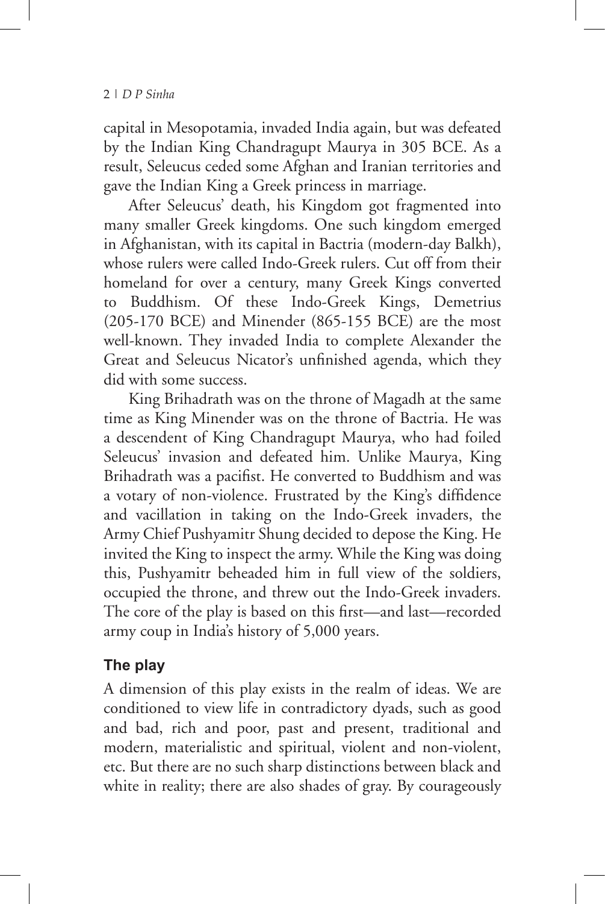capital in Mesopotamia, invaded India again, but was defeated by the Indian King Chandragupt Maurya in 305 BCE. As a result, Seleucus ceded some Afghan and Iranian territories and gave the Indian King a Greek princess in marriage.

After Seleucus' death, his Kingdom got fragmented into many smaller Greek kingdoms. One such kingdom emerged in Afghanistan, with its capital in Bactria (modern-day Balkh), whose rulers were called Indo-Greek rulers. Cut off from their homeland for over a century, many Greek Kings converted to Buddhism. Of these Indo-Greek Kings, Demetrius (205-170 BCE) and Minender (865-155 BCE) are the most well-known. They invaded India to complete Alexander the Great and Seleucus Nicator's unfinished agenda, which they did with some success.

King Brihadrath was on the throne of Magadh at the same time as King Minender was on the throne of Bactria. He was a descendent of King Chandragupt Maurya, who had foiled Seleucus' invasion and defeated him. Unlike Maurya, King Brihadrath was a pacifist. He converted to Buddhism and was a votary of non-violence. Frustrated by the King's diffidence and vacillation in taking on the Indo-Greek invaders, the Army Chief Pushyamitr Shung decided to depose the King. He invited the King to inspect the army. While the King was doing this, Pushyamitr beheaded him in full view of the soldiers, occupied the throne, and threw out the Indo-Greek invaders. The core of the play is based on this first—and last—recorded army coup in India's history of 5,000 years.

## The play

A dimension of this play exists in the realm of ideas. We are conditioned to view life in contradictory dyads, such as good and bad, rich and poor, past and present, traditional and modern, materialistic and spiritual, violent and non-violent, etc. But there are no such sharp distinctions between black and white in reality; there are also shades of gray. By courageously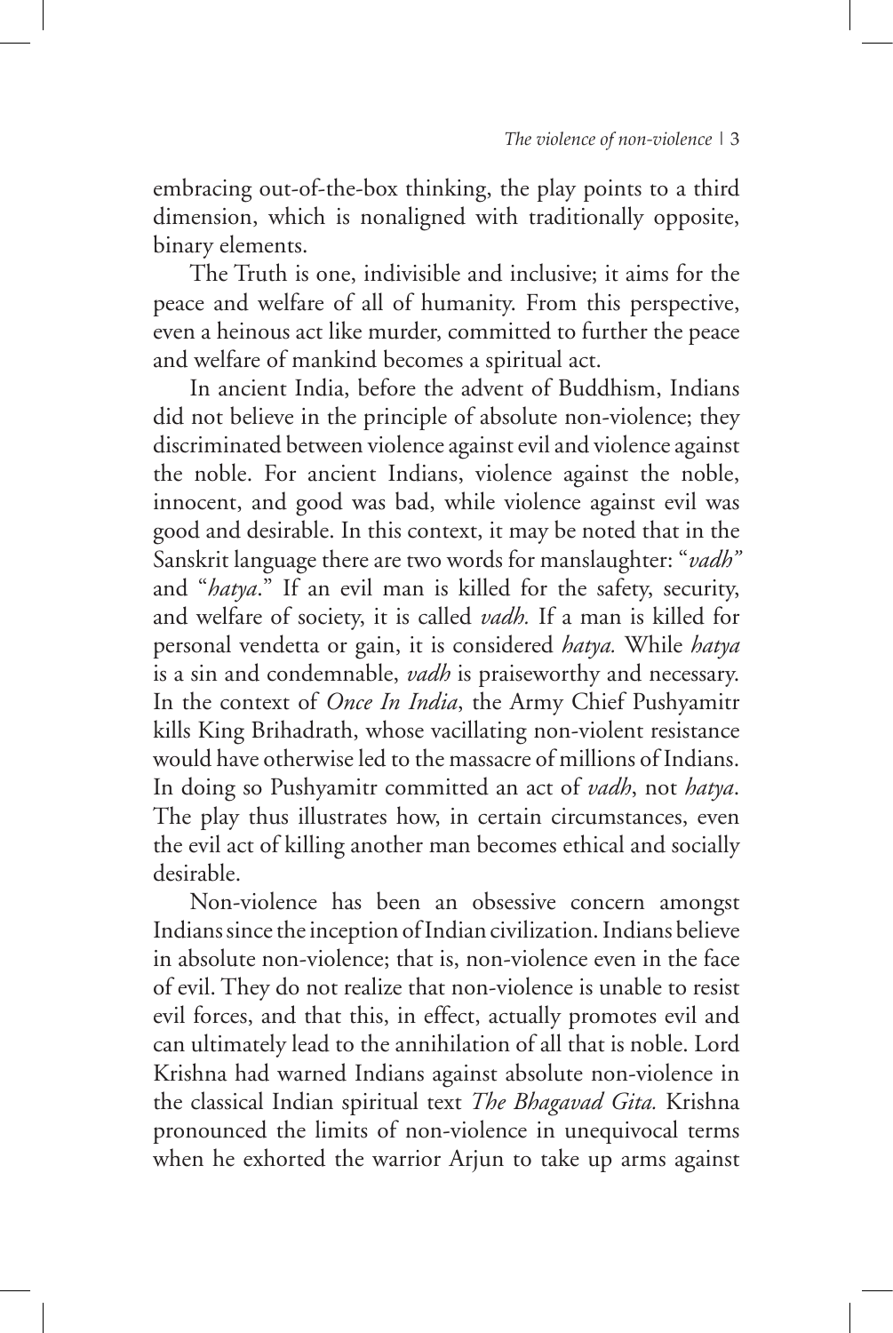embracing out-of-the-box thinking, the play points to a third dimension, which is nonaligned with traditionally opposite, binary elements.

The Truth is one, indivisible and inclusive; it aims for the peace and welfare of all of humanity. From this perspective, even a heinous act like murder, committed to further the peace and welfare of mankind becomes a spiritual act.

In ancient India, before the advent of Buddhism, Indians did not believe in the principle of absolute non-violence; they discriminated between violence against evil and violence against the noble. For ancient Indians, violence against the noble, innocent, and good was bad, while violence against evil was good and desirable. In this context, it may be noted that in the Sanskrit language there are two words for manslaughter: "*vadh"* and "*hatya*." If an evil man is killed for the safety, security, and welfare of society, it is called *vadh.* If a man is killed for personal vendetta or gain, it is considered *hatya.* While *hatya* is a sin and condemnable, *vadh* is praiseworthy and necessary. In the context of *Once In India*, the Army Chief Pushyamitr kills King Brihadrath, whose vacillating non-violent resistance would have otherwise led to the massacre of millions of Indians. In doing so Pushyamitr committed an act of *vadh*, not *hatya*. The play thus illustrates how, in certain circumstances, even the evil act of killing another man becomes ethical and socially desirable.

Non-violence has been an obsessive concern amongst Indians since the inception of Indian civilization. Indians believe in absolute non-violence; that is, non-violence even in the face of evil. They do not realize that non-violence is unable to resist evil forces, and that this, in effect, actually promotes evil and can ultimately lead to the annihilation of all that is noble. Lord Krishna had warned Indians against absolute non-violence in the classical Indian spiritual text *The Bhagavad Gita.* Krishna pronounced the limits of non-violence in unequivocal terms when he exhorted the warrior Arjun to take up arms against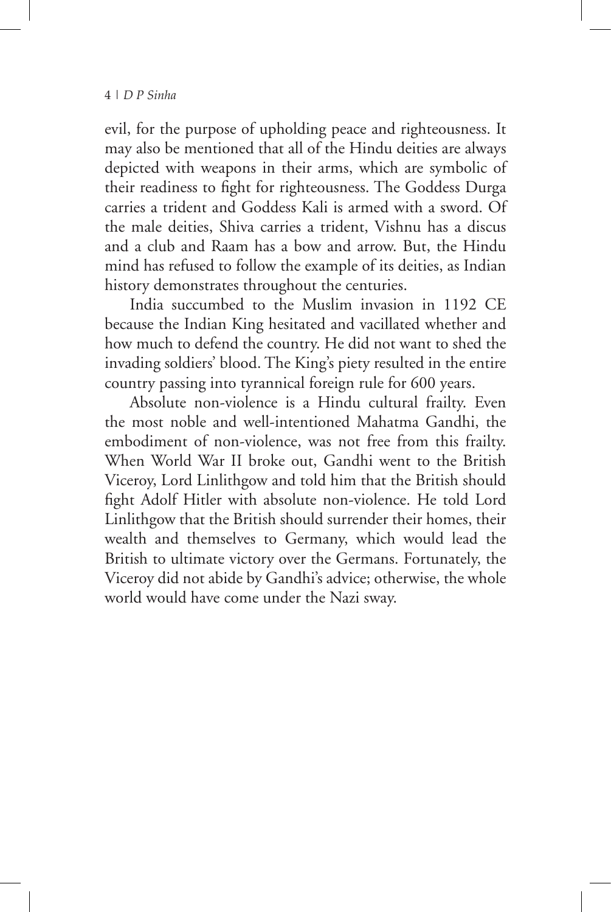evil, for the purpose of upholding peace and righteousness. It may also be mentioned that all of the Hindu deities are always depicted with weapons in their arms, which are symbolic of their readiness to fight for righteousness. The Goddess Durga carries a trident and Goddess Kali is armed with a sword. Of the male deities, Shiva carries a trident, Vishnu has a discus and a club and Raam has a bow and arrow. But, the Hindu mind has refused to follow the example of its deities, as Indian history demonstrates throughout the centuries.

India succumbed to the Muslim invasion in 1192 CE because the Indian King hesitated and vacillated whether and how much to defend the country. He did not want to shed the invading soldiers' blood. The King's piety resulted in the entire country passing into tyrannical foreign rule for 600 years.

Absolute non-violence is a Hindu cultural frailty. Even the most noble and well-intentioned Mahatma Gandhi, the embodiment of non-violence, was not free from this frailty. When World War II broke out, Gandhi went to the British Viceroy, Lord Linlithgow and told him that the British should fight Adolf Hitler with absolute non-violence. He told Lord Linlithgow that the British should surrender their homes, their wealth and themselves to Germany, which would lead the British to ultimate victory over the Germans. Fortunately, the Viceroy did not abide by Gandhi's advice; otherwise, the whole world would have come under the Nazi sway.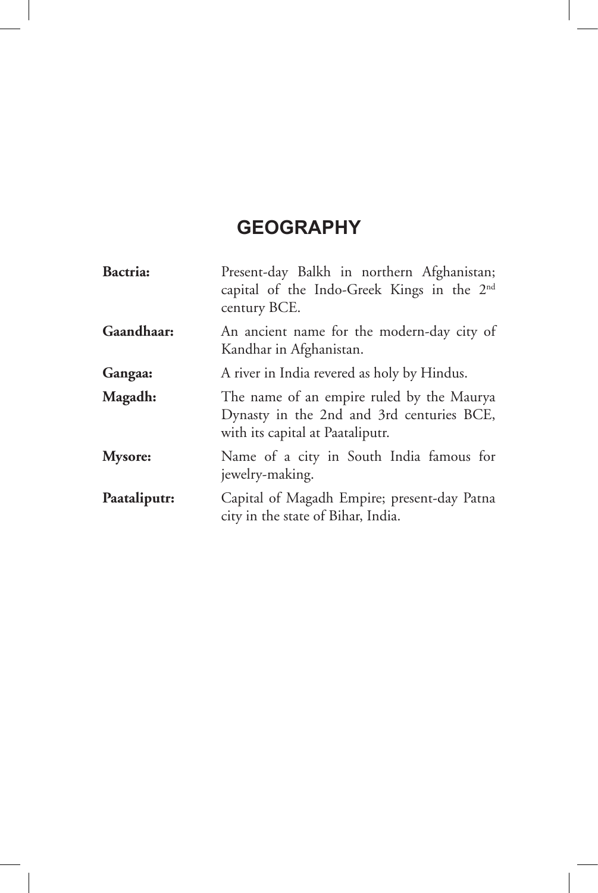# GEOGRAPHY

**Bactria:** Present-day Balkh in northern Afghanistan; capital of the Indo-Greek Kings in the 2nd century BCE.

**Gaandhaar:** An ancient name for the modern-day city of Kandhar in Afghanistan.

**Gangaa:** A river in India revered as holy by Hindus.

**Magadh:** The name of an empire ruled by the Maurya Dynasty in the 2nd and 3rd centuries BCE, with its capital at Paataliputr.

**Mysore:** Name of a city in South India famous for jewelry-making.

**Paataliputr:** Capital of Magadh Empire; present-day Patna city in the state of Bihar, India.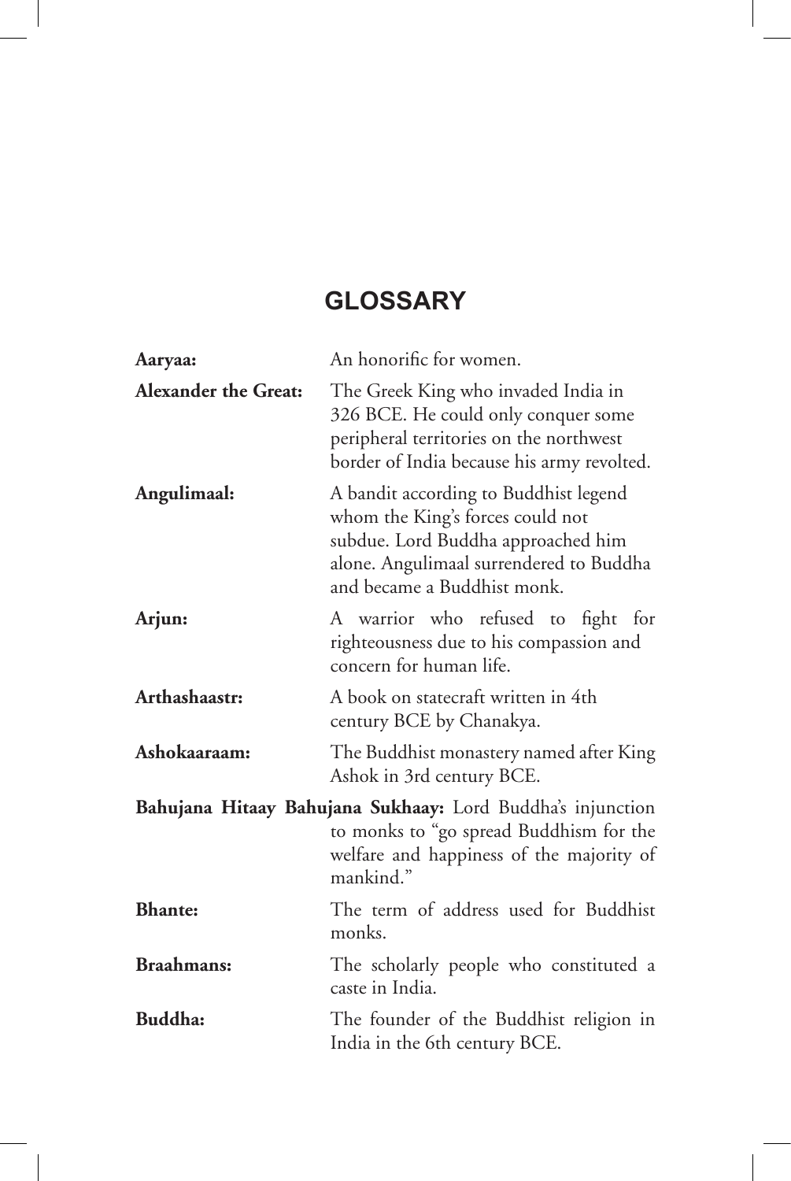# GLOSSARY

**Aaryaa:** An honorific for women.

**Alexander the Great:** The Greek King who invaded India in 326 BCE. He could only conquer some peripheral territories on the northwest border of India because his army revolted.

**Angulimaal:** A bandit according to Buddhist legend whom the King's forces could not subdue. Lord Buddha approached him alone. Angulimaal surrendered to Buddha and became a Buddhist monk.

**Arjun:** A warrior who refused to fight for righteousness due to his compassion and concern for human life.

**Arthashaastr:** A book on statecraft written in 4th century BCE by Chanakya.

**Ashokaaraam:** The Buddhist monastery named after King Ashok in 3rd century BCE.

**Bahujana Hitaay Bahujana Sukhaay:** Lord Buddha's injunction to monks to "go spread Buddhism for the welfare and happiness of the majority of mankind."

**Bhante:** The term of address used for Buddhist monks.

**Braahmans:** The scholarly people who constituted a caste in India.

**Buddha:** The founder of the Buddhist religion in India in the 6th century BCE.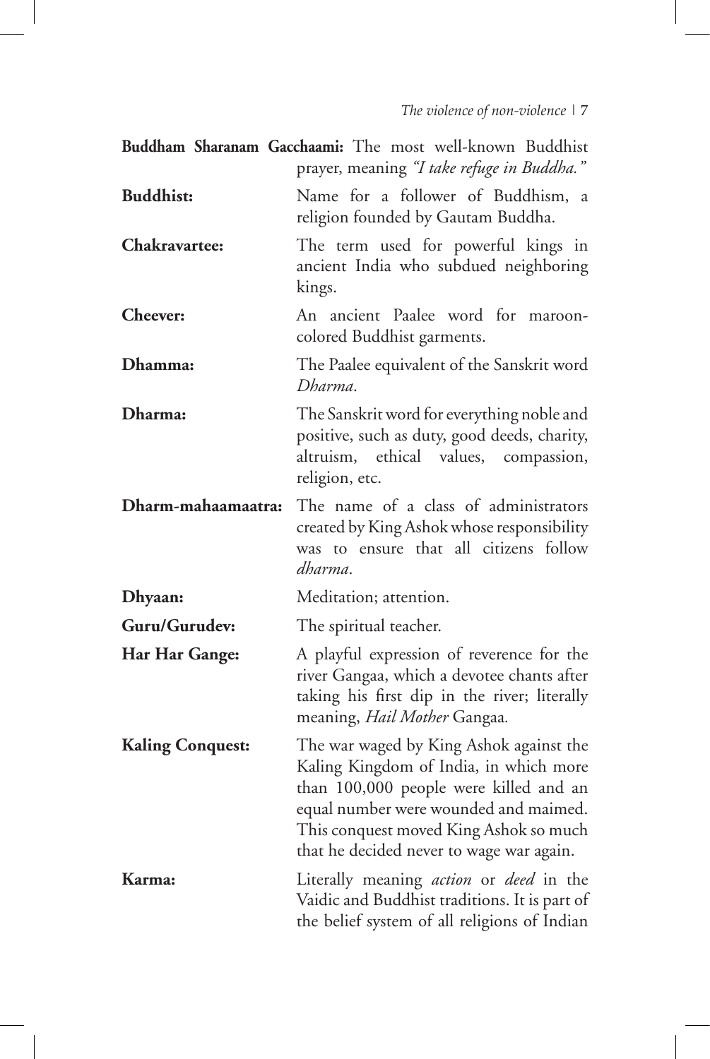**Buddham Sharanam Gacchaami:** The most well-known Buddhist prayer, meaning *"I take refuge in Buddha."*

**Buddhist:** Name for a follower of Buddhism, a religion founded by Gautam Buddha.

**Chakravartee:** The term used for powerful kings in ancient India who subdued neighboring kings.

**Cheever:** An ancient Paalee word for maroon-colored Buddhist garments.

**Dhamma:** The Paalee equivalent of the Sanskrit word *Dharma*.

**Dharma:** The Sanskrit word for everything noble and positive, such as duty, good deeds, charity, altruism, ethical values, compassion, religion, etc.

**Dharm-mahaamaatra:** The name of a class of administrators created by King Ashok whose responsibility was to ensure that all citizens follow *dharma*.

**Dhyaan:** Meditation; attention.

**Guru/Gurudev:** The spiritual teacher.

**Har Har Gange:** A playful expression of reverence for the river Gangaa, which a devotee chants after taking his first dip in the river; literally meaning, *Hail Mother* Gangaa*.*

**Kaling Conquest:** The war waged by King Ashok against the Kaling Kingdom of India, in which more than 100,000 people were killed and an equal number were wounded and maimed. This conquest moved King Ashok so much that he decided never to wage war again.

**Karma:** Literally meaning *action* or *deed* in the Vaidic and Buddhist traditions. It is part of the belief system of all religions of Indian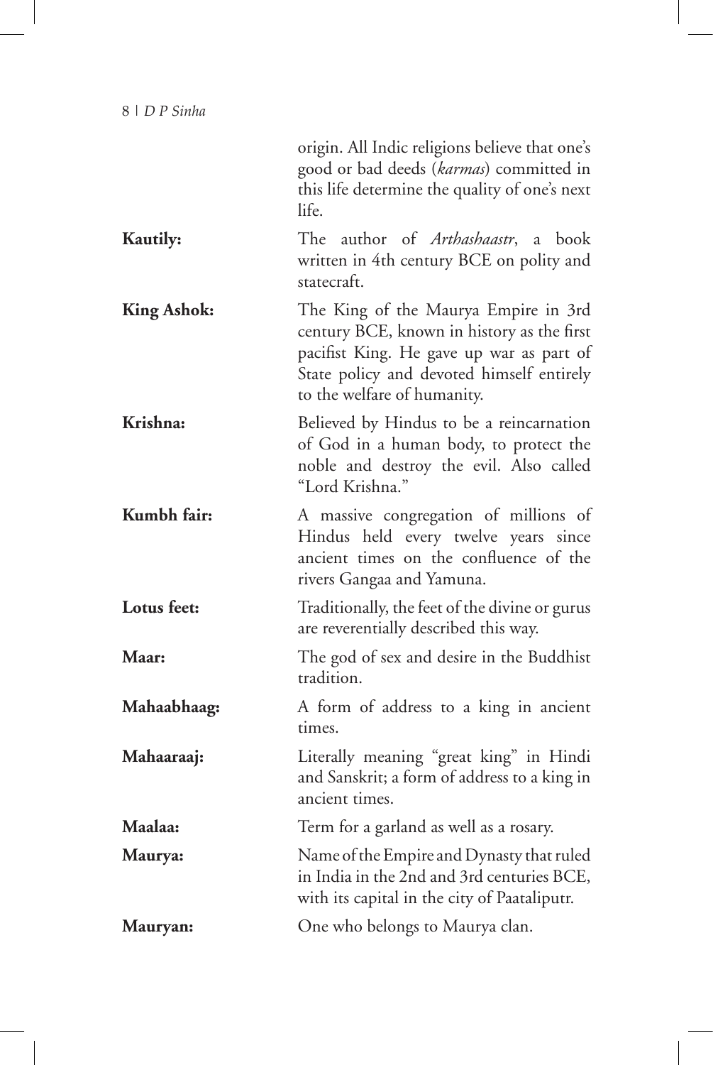origin. All Indic religions believe that one's good or bad deeds (*karmas*) committed in this life determine the quality of one's next life.

**Kautily:** The author of *Arthashaastr*, a book written in 4th century BCE on polity and statecraft.

**King Ashok:** The King of the Maurya Empire in 3rd century BCE, known in history as the first pacifist King. He gave up war as part of State policy and devoted himself entirely to the welfare of humanity.

**Krishna:** Believed by Hindus to be a reincarnation of God in a human body, to protect the noble and destroy the evil. Also called "Lord Krishna."

**Kumbh fair:** A massive congregation of millions of Hindus held every twelve years since ancient times on the confluence of the rivers Gangaa and Yamuna.

**Lotus feet:** Traditionally, the feet of the divine or gurus are reverentially described this way.

**Maar:** The god of sex and desire in the Buddhist tradition.

**Mahaabhaag:** A form of address to a king in ancient times.

**Mahaaraaj:** Literally meaning "great king" in Hindi and Sanskrit; a form of address to a king in ancient times.

**Maalaa:** Term for a garland as well as a rosary.

**Maurya:** Name of the Empire and Dynasty that ruled in India in the 2nd and 3rd centuries BCE, with its capital in the city of Paataliputr.

**Mauryan:** One who belongs to Maurya clan.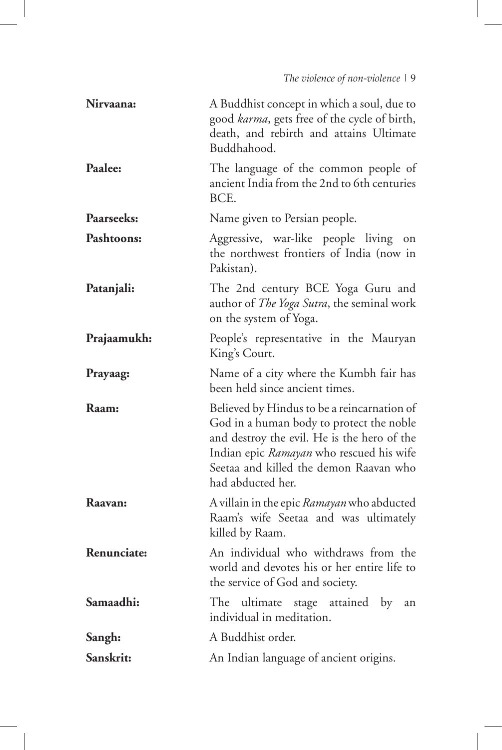**Nirvaana:** A Buddhist concept in which a soul, due to good *karma*, gets free of the cycle of birth, death, and rebirth and attains Ultimate Buddhahood.

**Paalee:** The language of the common people of ancient India from the 2nd to 6th centuries BCE.

**Paarseeks:** Name given to Persian people.

**Pashtoons:** Aggressive, war-like people living on the northwest frontiers of India (now in Pakistan).

**Patanjali:** The 2nd century BCE Yoga Guru and author of *The Yoga Sutra*, the seminal work on the system of Yoga.

**Prajaamukh:** People's representative in the Mauryan King's Court.

**Prayaag:** Name of a city where the Kumbh fair has been held since ancient times.

**Raam:** Believed by Hindus to be a reincarnation of God in a human body to protect the noble and destroy the evil. He is the hero of the Indian epic *Ramayan* who rescued his wife Seetaa and killed the demon Raavan who had abducted her.

**Raavan:** A villain in the epic *Ramayan* who abducted Raam's wife Seetaa and was ultimately killed by Raam.

**Renunciate:** An individual who withdraws from the world and devotes his or her entire life to the service of God and society.

**Samaadhi:** The ultimate stage attained by an individual in meditation.

**Sangh:** A Buddhist order.

**Sanskrit:** An Indian language of ancient origins.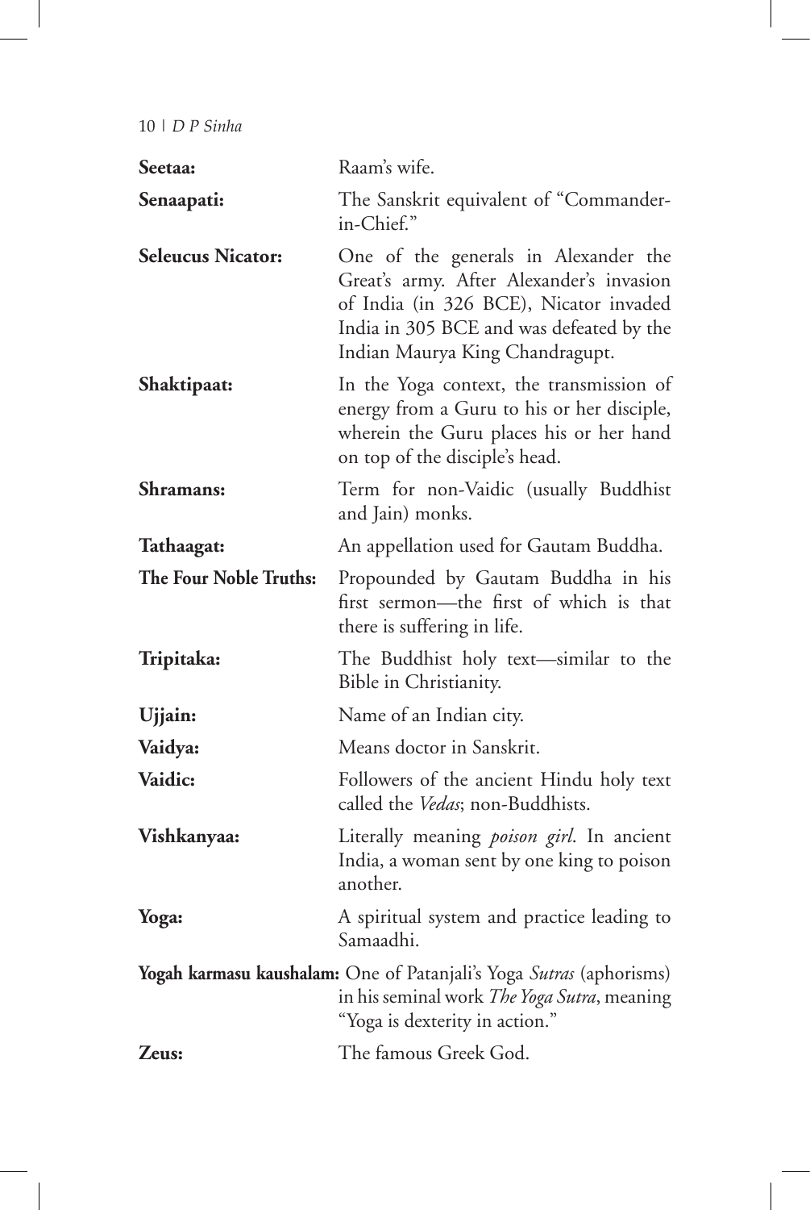**Seetaa:** Raam's wife.

**Senaapati:** The Sanskrit equivalent of "Commander-in-Chief."

**Seleucus Nicator:** One of the generals in Alexander the Great's army. After Alexander's invasion of India (in 326 BCE), Nicator invaded India in 305 BCE and was defeated by the Indian Maurya King Chandragupt.

**Shaktipaat:** In the Yoga context, the transmission of energy from a Guru to his or her disciple, wherein the Guru places his or her hand on top of the disciple's head.

**Shramans:** Term for non-Vaidic (usually Buddhist and Jain) monks.

**Tathaagat:** An appellation used for Gautam Buddha.

**The Four Noble Truths:** Propounded by Gautam Buddha in his first sermon—the first of which is that there is suffering in life.

**Tripitaka:** The Buddhist holy text—similar to the Bible in Christianity.

**Ujjain:** Name of an Indian city.

**Vaidya:** Means doctor in Sanskrit.

**Vaidic:** Followers of the ancient Hindu holy text called the *Vedas*; non-Buddhists.

**Vishkanyaa:** Literally meaning *poison girl*. In ancient India, a woman sent by one king to poison another.

**Yoga:** A spiritual system and practice leading to Samaadhi.

**Yogah karmasu kaushalam:** One of Patanjali's Yoga *Sutras* (aphorisms) in his seminal work *The Yoga Sutra*, meaning "Yoga is dexterity in action."

**Zeus:** The famous Greek God.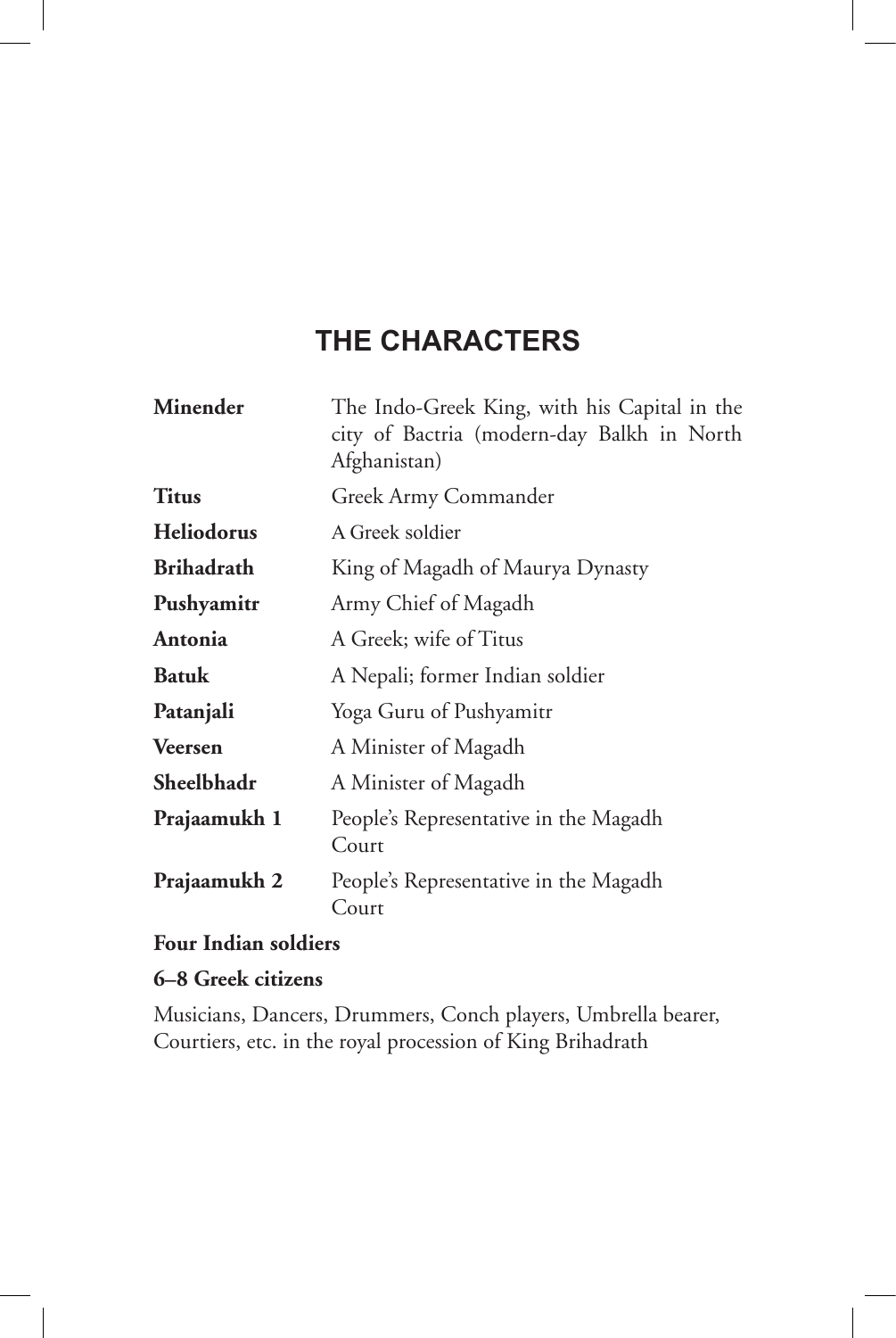# THE CHARACTERS

| | |
|---|---|
| **Minender** | The Indo-Greek King, with his Capital in the city of Bactria (modern-day Balkh in North Afghanistan) |
| **Titus** | Greek Army Commander |
| **Heliodorus** | A Greek soldier |
| **Brihadrath** | King of Magadh of Maurya Dynasty |
| **Pushyamitr** | Army Chief of Magadh |
| **Antonia** | A Greek; wife of Titus |
| **Batuk** | A Nepali; former Indian soldier |
| **Patanjali** | Yoga Guru of Pushyamitr |
| **Veersen** | A Minister of Magadh |
| **Sheelbhadr** | A Minister of Magadh |
| **Prajaamukh 1** | People's Representative in the Magadh Court |
| **Prajaamukh 2** | People's Representative in the Magadh Court |

**Four Indian soldiers**

**6–8 Greek citizens**

Musicians, Dancers, Drummers, Conch players, Umbrella bearer, Courtiers, etc. in the royal procession of King Brihadrath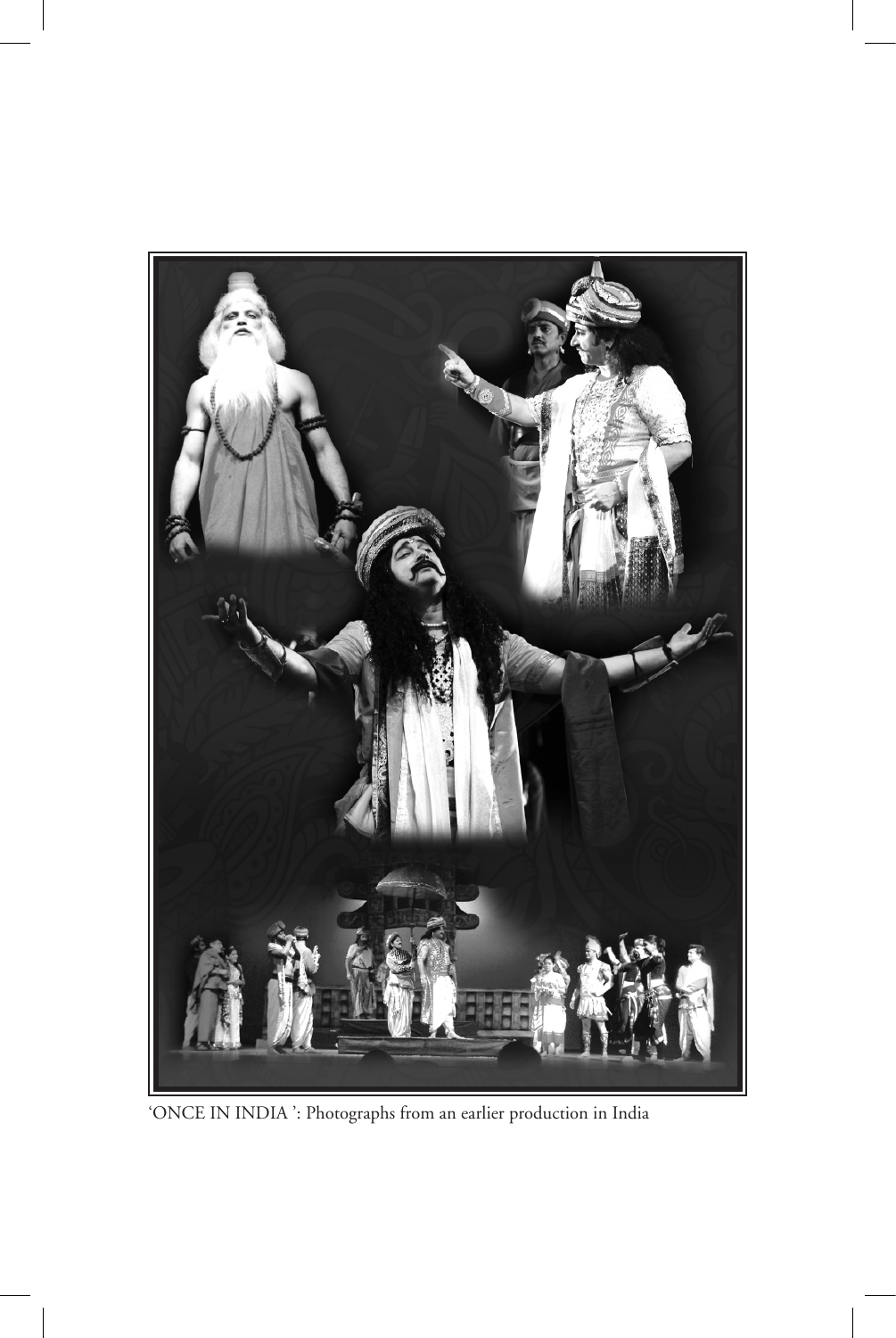'ONCE IN INDIA ': Photographs from an earlier production in India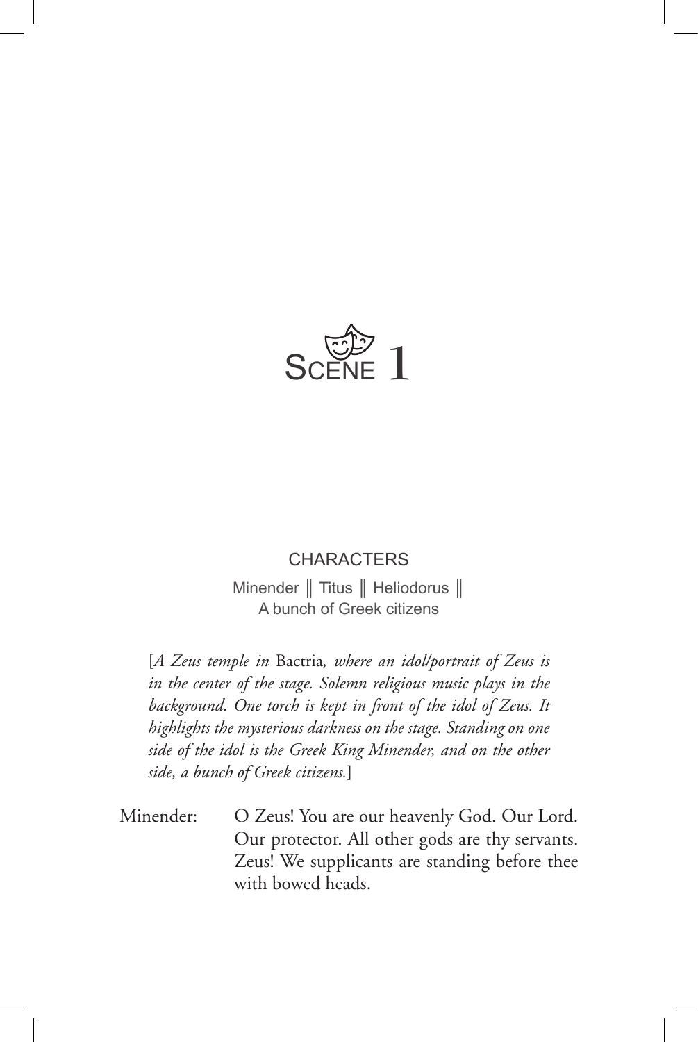# Scene 1

CHARACTERS

Minender ‖ Titus ‖ Heliodorus ‖
A bunch of Greek citizens

[*A Zeus temple in* Bactria*, where an idol/portrait of Zeus is in the center of the stage. Solemn religious music plays in the background. One torch is kept in front of the idol of Zeus. It highlights the mysterious darkness on the stage. Standing on one side of the idol is the Greek King Minender, and on the other side, a bunch of Greek citizens.*]

Minender: O Zeus! You are our heavenly God. Our Lord. Our protector. All other gods are thy servants. Zeus! We supplicants are standing before thee with bowed heads.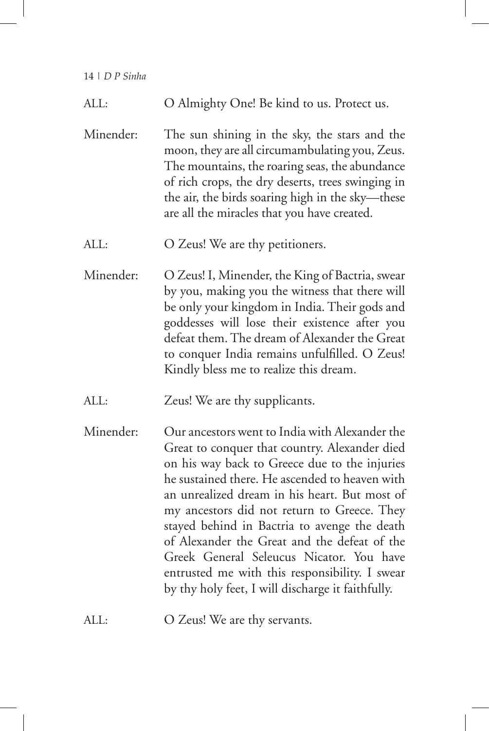ALL: O Almighty One! Be kind to us. Protect us.

Minender: The sun shining in the sky, the stars and the moon, they are all circumambulating you, Zeus. The mountains, the roaring seas, the abundance of rich crops, the dry deserts, trees swinging in the air, the birds soaring high in the sky—these are all the miracles that you have created.

ALL: O Zeus! We are thy petitioners.

Minender: O Zeus! I, Minender, the King of Bactria, swear by you, making you the witness that there will be only your kingdom in India. Their gods and goddesses will lose their existence after you defeat them. The dream of Alexander the Great to conquer India remains unfulfilled. O Zeus! Kindly bless me to realize this dream.

ALL: Zeus! We are thy supplicants.

Minender: Our ancestors went to India with Alexander the Great to conquer that country. Alexander died on his way back to Greece due to the injuries he sustained there. He ascended to heaven with an unrealized dream in his heart. But most of my ancestors did not return to Greece. They stayed behind in Bactria to avenge the death of Alexander the Great and the defeat of the Greek General Seleucus Nicator. You have entrusted me with this responsibility. I swear by thy holy feet, I will discharge it faithfully.

ALL: O Zeus! We are thy servants.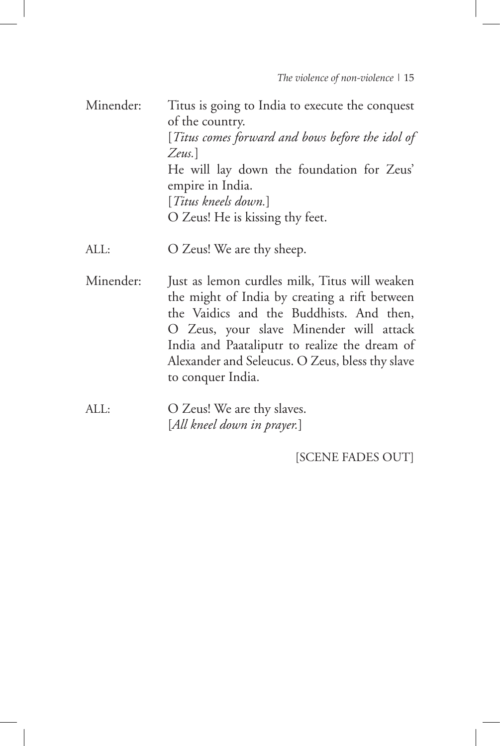Minender: Titus is going to India to execute the conquest of the country.
[*Titus comes forward and bows before the idol of Zeus.*]
He will lay down the foundation for Zeus' empire in India.
[*Titus kneels down.*]
O Zeus! He is kissing thy feet.

ALL: O Zeus! We are thy sheep.

Minender: Just as lemon curdles milk, Titus will weaken the might of India by creating a rift between the Vaidics and the Buddhists. And then, O Zeus, your slave Minender will attack India and Paataliputr to realize the dream of Alexander and Seleucus. O Zeus, bless thy slave to conquer India.

ALL: O Zeus! We are thy slaves.
[*All kneel down in prayer.*]

[SCENE FADES OUT]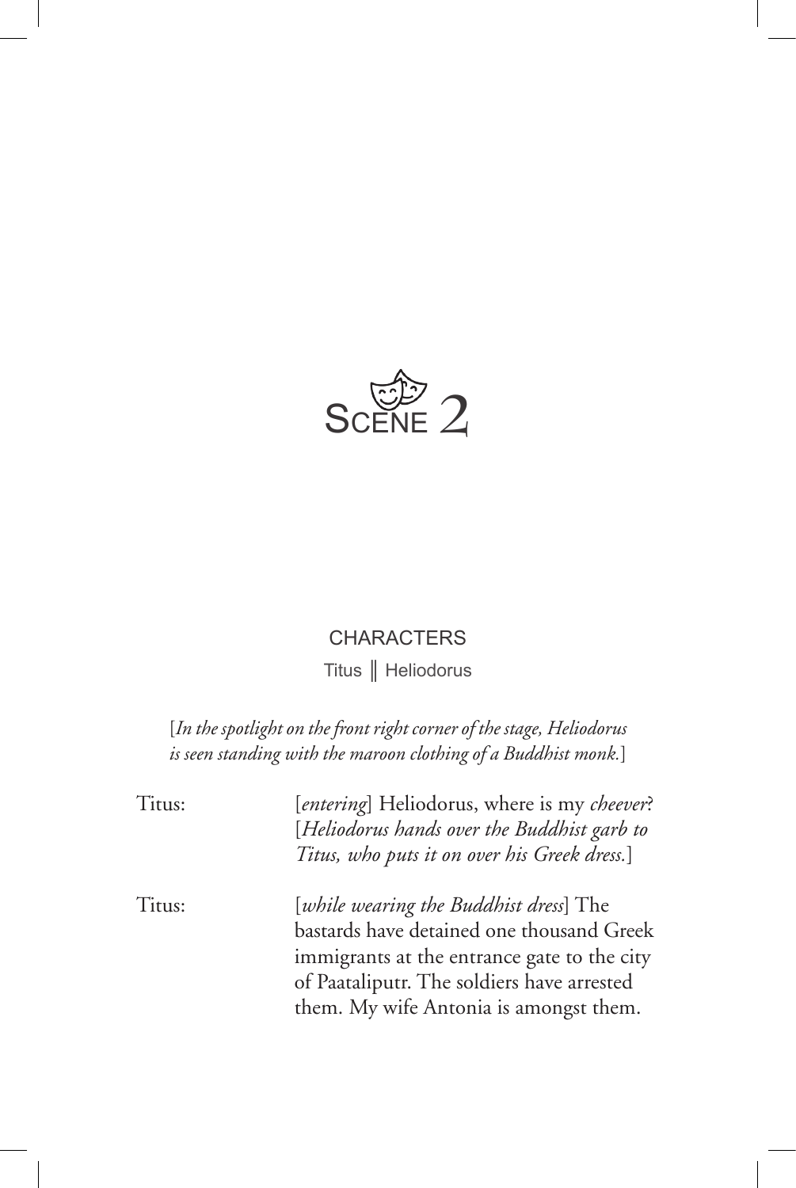# Scene 2

CHARACTERS

Titus ‖ Heliodorus

[*In the spotlight on the front right corner of the stage, Heliodorus is seen standing with the maroon clothing of a Buddhist monk.*]

Titus: [*entering*] Heliodorus, where is my *cheever*? [*Heliodorus hands over the Buddhist garb to Titus, who puts it on over his Greek dress.*]

Titus: [*while wearing the Buddhist dress*] The bastards have detained one thousand Greek immigrants at the entrance gate to the city of Paataliputr. The soldiers have arrested them. My wife Antonia is amongst them.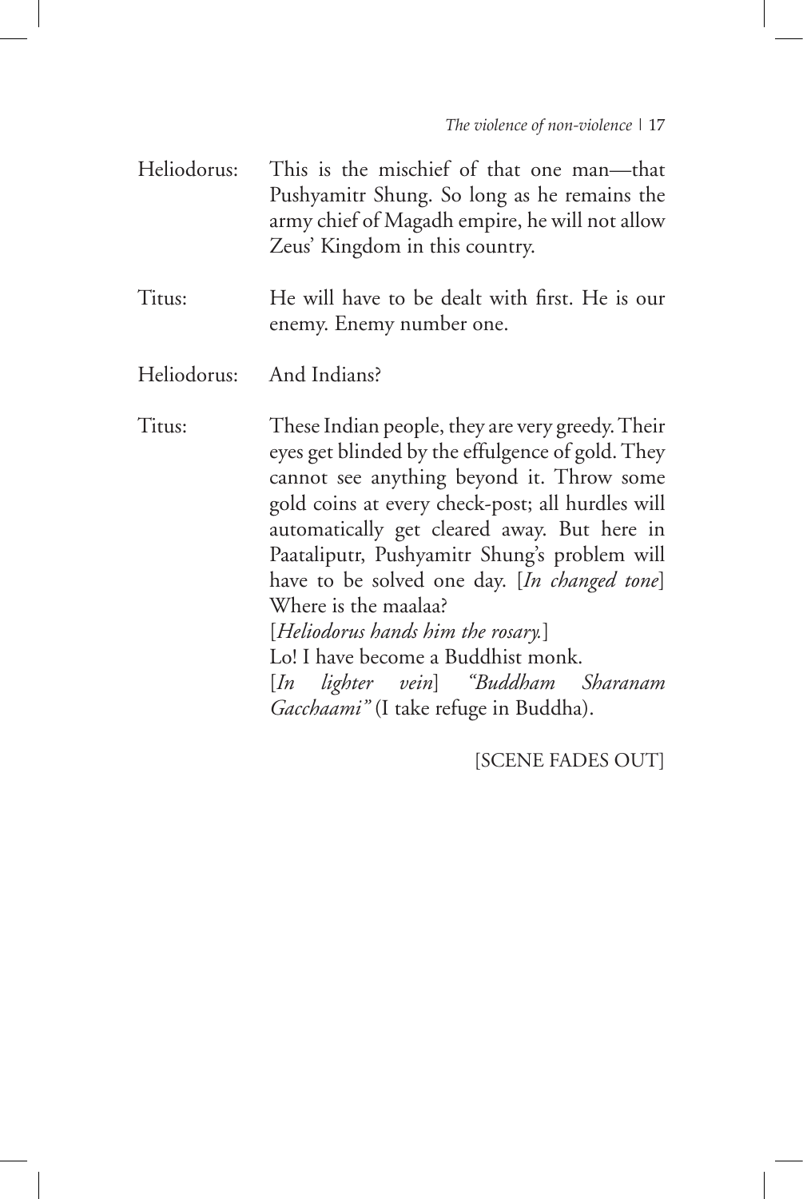Heliodorus: This is the mischief of that one man—that Pushyamitr Shung. So long as he remains the army chief of Magadh empire, he will not allow Zeus' Kingdom in this country.

Titus: He will have to be dealt with first. He is our enemy. Enemy number one.

Heliodorus: And Indians?

Titus: These Indian people, they are very greedy. Their eyes get blinded by the effulgence of gold. They cannot see anything beyond it. Throw some gold coins at every check-post; all hurdles will automatically get cleared away. But here in Paataliputr, Pushyamitr Shung's problem will have to be solved one day. [*In changed tone*] Where is the maalaa?
[*Heliodorus hands him the rosary.*]
Lo! I have become a Buddhist monk.
[*In lighter vein*] *"Buddham Sharanam Gacchaami"* (I take refuge in Buddha).

[SCENE FADES OUT]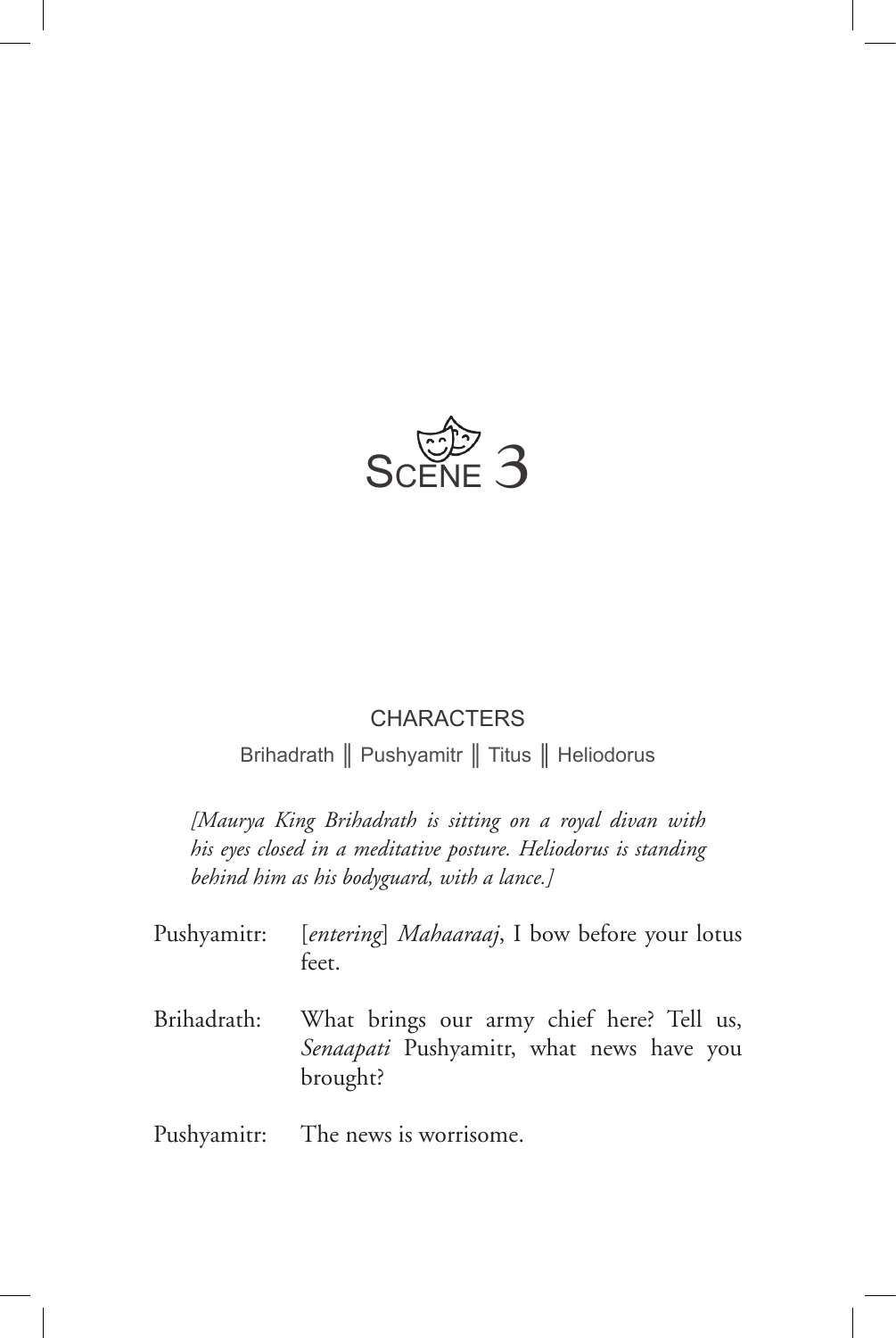# Scene 3

CHARACTERS

Brihadrath ‖ Pushyamitr ‖ Titus ‖ Heliodorus

*[Maurya King Brihadrath is sitting on a royal divan with his eyes closed in a meditative posture. Heliodorus is standing behind him as his bodyguard, with a lance.]*

Pushyamitr: [*entering*] *Mahaaraaj*, I bow before your lotus feet.

Brihadrath: What brings our army chief here? Tell us, *Senaapati* Pushyamitr, what news have you brought?

Pushyamitr: The news is worrisome.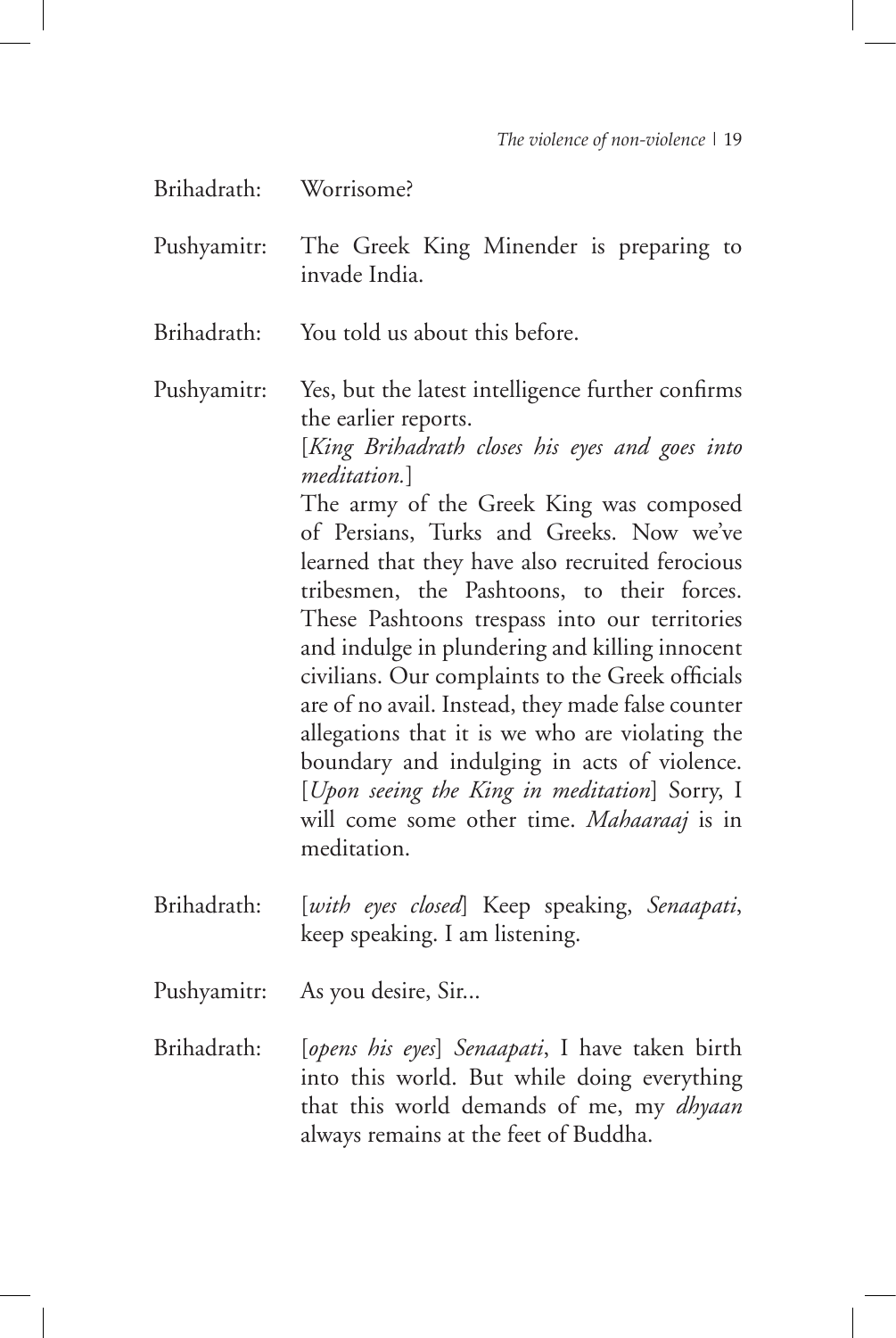Brihadrath: Worrisome?

Pushyamitr: The Greek King Minender is preparing to invade India.

Brihadrath: You told us about this before.

Pushyamitr: Yes, but the latest intelligence further confirms the earlier reports.
[*King Brihadrath closes his eyes and goes into meditation.*]
The army of the Greek King was composed of Persians, Turks and Greeks. Now we've learned that they have also recruited ferocious tribesmen, the Pashtoons, to their forces. These Pashtoons trespass into our territories and indulge in plundering and killing innocent civilians. Our complaints to the Greek officials are of no avail. Instead, they made false counter allegations that it is we who are violating the boundary and indulging in acts of violence. [*Upon seeing the King in meditation*] Sorry, I will come some other time. *Mahaaraaj* is in meditation.

Brihadrath: [*with eyes closed*] Keep speaking, *Senaapati*, keep speaking. I am listening.

Pushyamitr: As you desire, Sir...

Brihadrath: [*opens his eyes*] *Senaapati*, I have taken birth into this world. But while doing everything that this world demands of me, my *dhyaan* always remains at the feet of Buddha.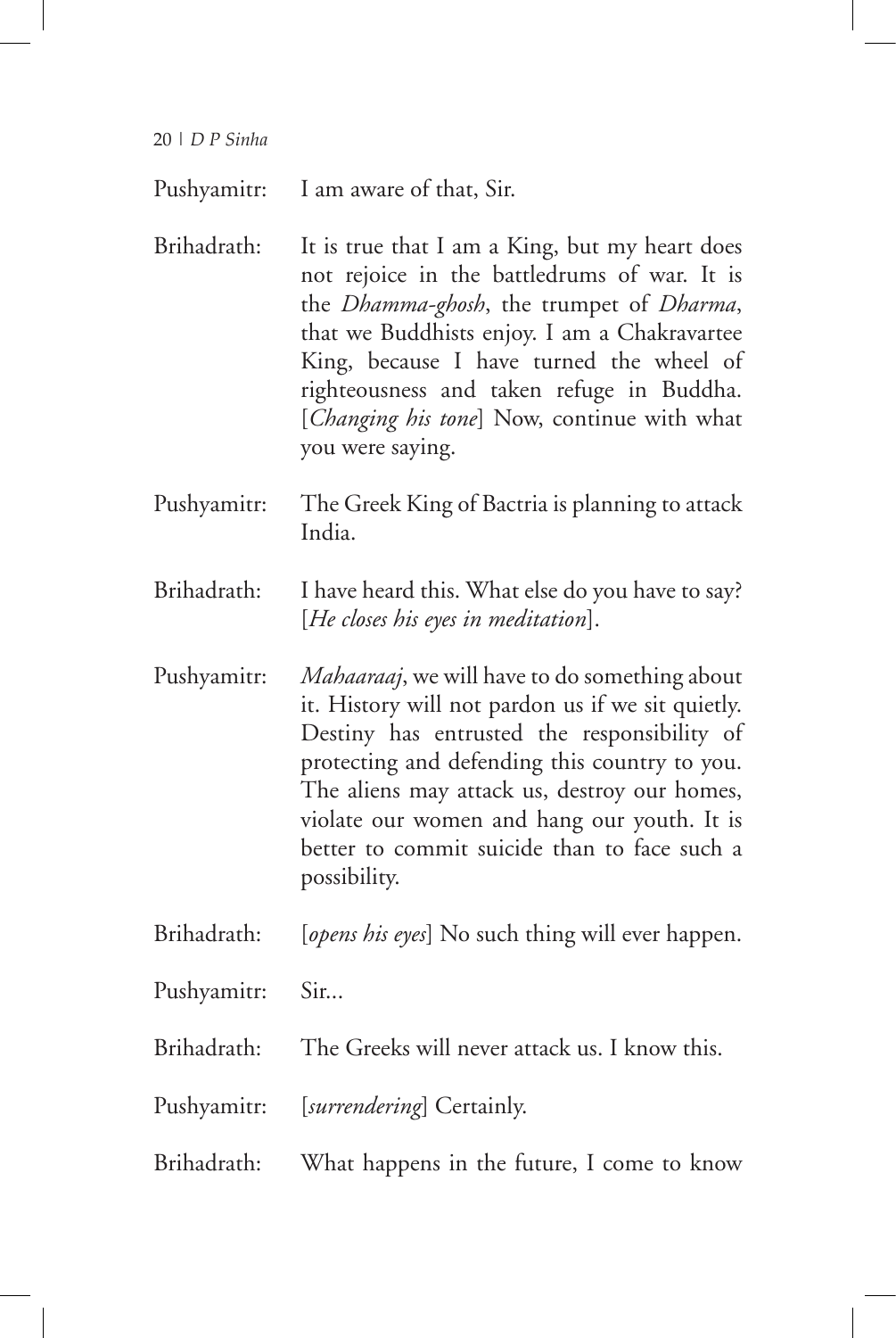Pushyamitr: I am aware of that, Sir.

Brihadrath: It is true that I am a King, but my heart does not rejoice in the battledrums of war. It is the *Dhamma-ghosh*, the trumpet of *Dharma*, that we Buddhists enjoy. I am a Chakravartee King, because I have turned the wheel of righteousness and taken refuge in Buddha. [*Changing his tone*] Now, continue with what you were saying.

Pushyamitr: The Greek King of Bactria is planning to attack India.

Brihadrath: I have heard this. What else do you have to say? [*He closes his eyes in meditation*].

Pushyamitr: *Mahaaraaj*, we will have to do something about it. History will not pardon us if we sit quietly. Destiny has entrusted the responsibility of protecting and defending this country to you. The aliens may attack us, destroy our homes, violate our women and hang our youth. It is better to commit suicide than to face such a possibility.

Brihadrath: [*opens his eyes*] No such thing will ever happen.

Pushyamitr: Sir...

Brihadrath: The Greeks will never attack us. I know this.

Pushyamitr: [*surrendering*] Certainly.

Brihadrath: What happens in the future, I come to know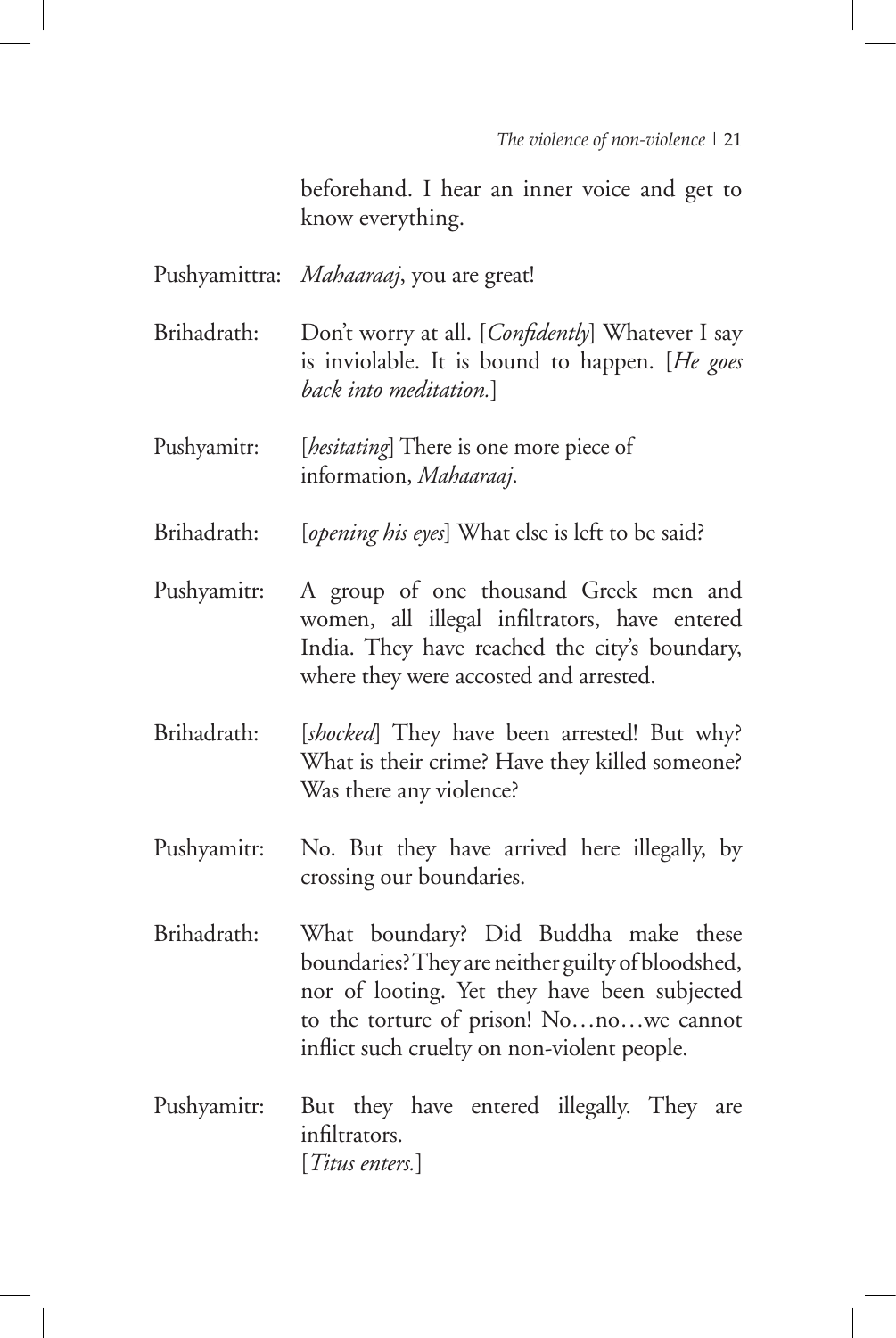beforehand. I hear an inner voice and get to know everything.

Pushyamittra: *Mahaaraaj*, you are great!

Brihadrath: Don't worry at all. [*Confidently*] Whatever I say is inviolable. It is bound to happen. [*He goes back into meditation.*]

Pushyamitr: [*hesitating*] There is one more piece of information, *Mahaaraaj*.

Brihadrath: [*opening his eyes*] What else is left to be said?

Pushyamitr: A group of one thousand Greek men and women, all illegal infiltrators, have entered India. They have reached the city's boundary, where they were accosted and arrested.

Brihadrath: [*shocked*] They have been arrested! But why? What is their crime? Have they killed someone? Was there any violence?

Pushyamitr: No. But they have arrived here illegally, by crossing our boundaries.

Brihadrath: What boundary? Did Buddha make these boundaries? They are neither guilty of bloodshed, nor of looting. Yet they have been subjected to the torture of prison! No…no…we cannot inflict such cruelty on non-violent people.

Pushyamitr: But they have entered illegally. They are infiltrators.
[*Titus enters.*]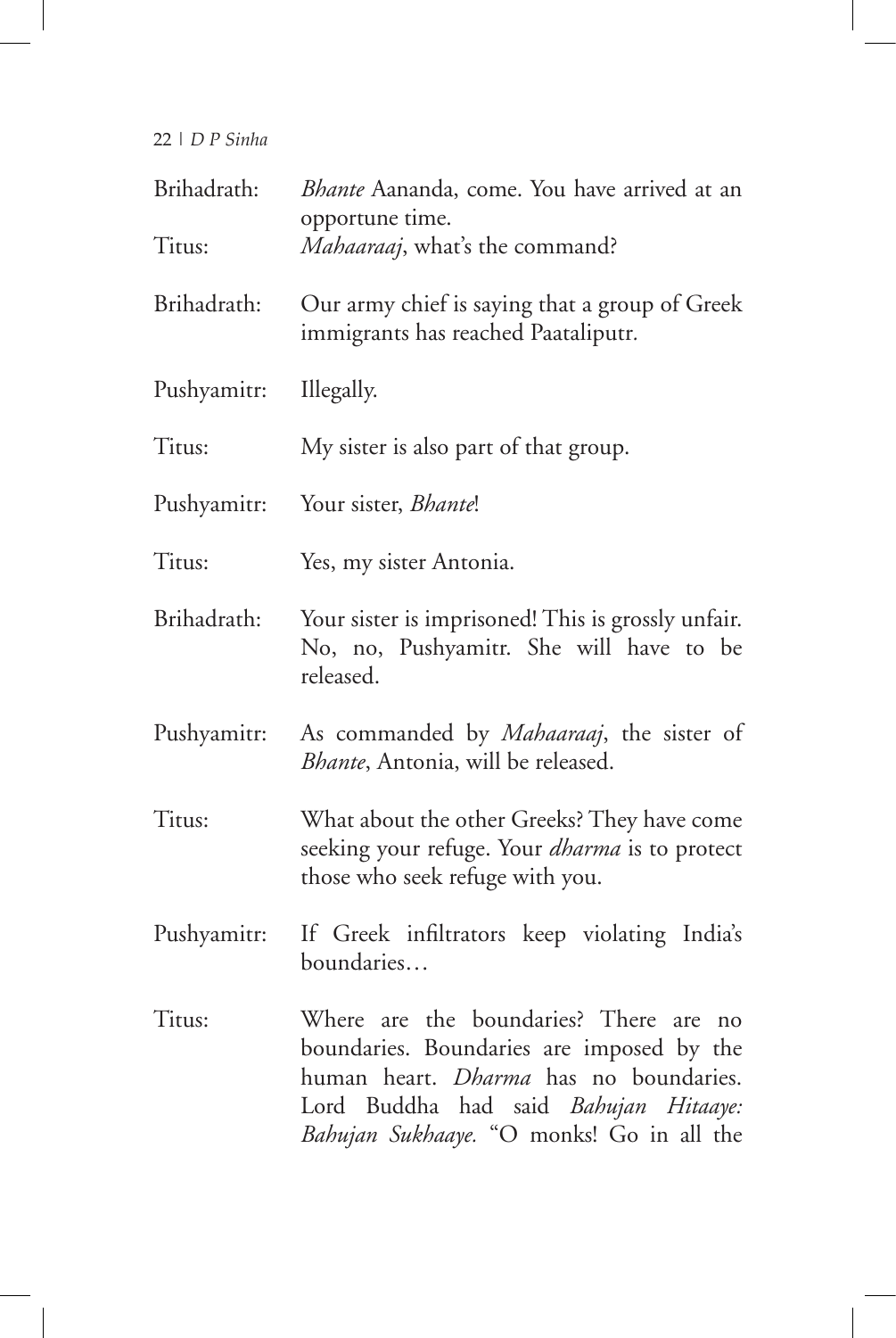**Brihadrath:** *Bhante* Aananda, come. You have arrived at an opportune time.

**Titus:** *Mahaaraaj*, what's the command?

**Brihadrath:** Our army chief is saying that a group of Greek immigrants has reached Paataliputr.

**Pushyamitr:** Illegally.

**Titus:** My sister is also part of that group.

**Pushyamitr:** Your sister, *Bhante*!

**Titus:** Yes, my sister Antonia.

**Brihadrath:** Your sister is imprisoned! This is grossly unfair. No, no, Pushyamitr. She will have to be released.

**Pushyamitr:** As commanded by *Mahaaraaj*, the sister of *Bhante*, Antonia, will be released.

**Titus:** What about the other Greeks? They have come seeking your refuge. Your *dharma* is to protect those who seek refuge with you.

**Pushyamitr:** If Greek infiltrators keep violating India's boundaries…

**Titus:** Where are the boundaries? There are no boundaries. Boundaries are imposed by the human heart. *Dharma* has no boundaries. Lord Buddha had said *Bahujan Hitaaye: Bahujan Sukhaaye.* "O monks! Go in all the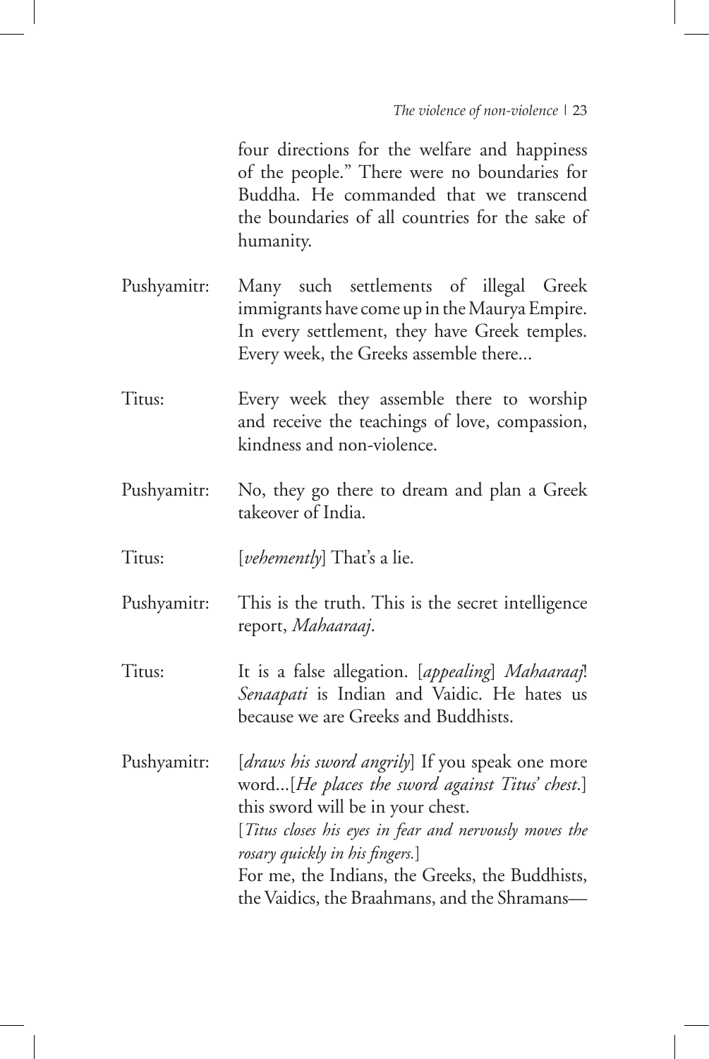four directions for the welfare and happiness of the people." There were no boundaries for Buddha. He commanded that we transcend the boundaries of all countries for the sake of humanity.

Pushyamitr: Many such settlements of illegal Greek immigrants have come up in the Maurya Empire. In every settlement, they have Greek temples. Every week, the Greeks assemble there...

Titus: Every week they assemble there to worship and receive the teachings of love, compassion, kindness and non-violence.

Pushyamitr: No, they go there to dream and plan a Greek takeover of India.

Titus: [*vehemently*] That's a lie.

Pushyamitr: This is the truth. This is the secret intelligence report, *Mahaaraaj*.

Titus: It is a false allegation. [*appealing*] *Mahaaraaj*! *Senaapati* is Indian and Vaidic. He hates us because we are Greeks and Buddhists.

Pushyamitr: [*draws his sword angrily*] If you speak one more word...[*He places the sword against Titus' chest.*] this sword will be in your chest.
[*Titus closes his eyes in fear and nervously moves the rosary quickly in his fingers.*]
For me, the Indians, the Greeks, the Buddhists, the Vaidics, the Braahmans, and the Shramans—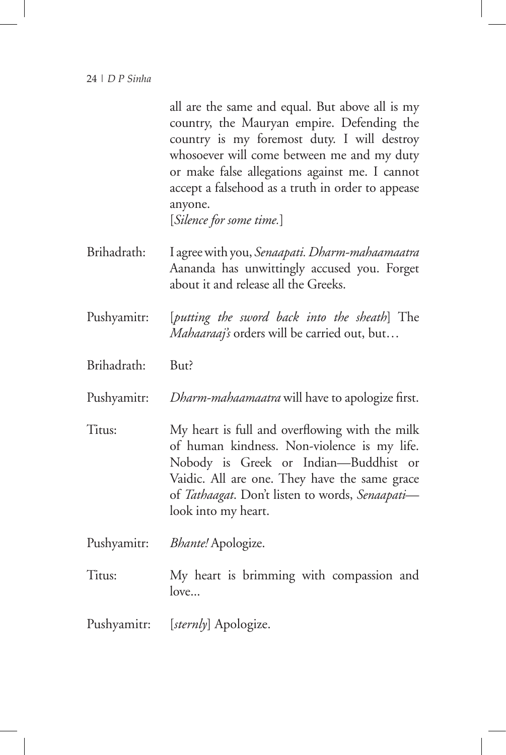all are the same and equal. But above all is my country, the Mauryan empire. Defending the country is my foremost duty. I will destroy whosoever will come between me and my duty or make false allegations against me. I cannot accept a falsehood as a truth in order to appease anyone.

[*Silence for some time.*]

Brihadrath: I agree with you, *Senaapati*. *Dharm-mahaamaatra* Aananda has unwittingly accused you. Forget about it and release all the Greeks.

Pushyamitr: [*putting the sword back into the sheath*] The *Mahaaraaj's* orders will be carried out, but…

Brihadrath: But?

Pushyamitr: *Dharm-mahaamaatra* will have to apologize first.

Titus: My heart is full and overflowing with the milk of human kindness. Non-violence is my life. Nobody is Greek or Indian—Buddhist or Vaidic. All are one. They have the same grace of *Tathaagat*. Don't listen to words, *Senaapati*—look into my heart.

Pushyamitr: *Bhante!* Apologize.

Titus: My heart is brimming with compassion and love...

Pushyamitr: [*sternly*] Apologize.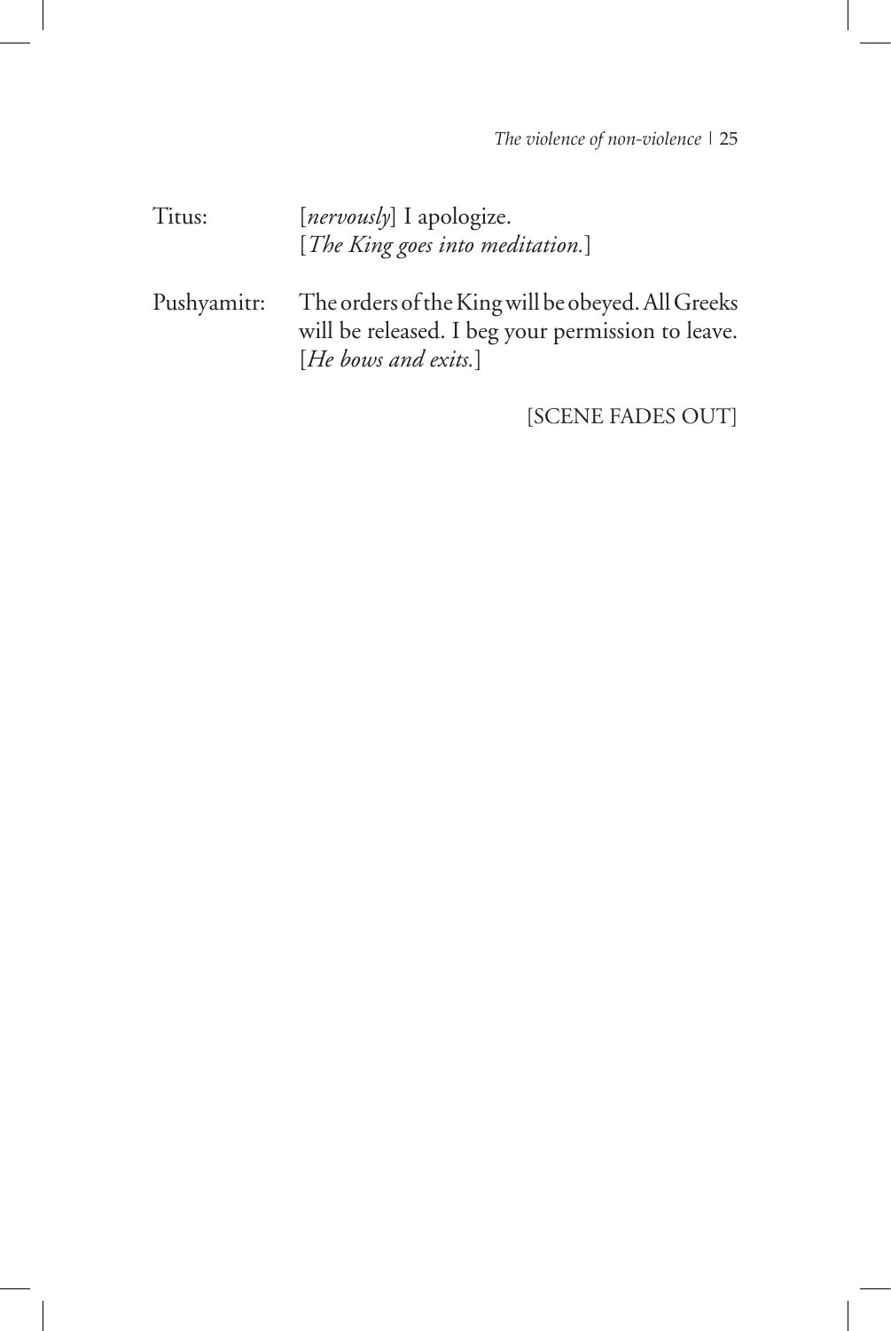Titus: [*nervously*] I apologize.
[*The King goes into meditation.*]

Pushyamitr: The orders of the King will be obeyed. All Greeks will be released. I beg your permission to leave.
[*He bows and exits.*]

[SCENE FADES OUT]